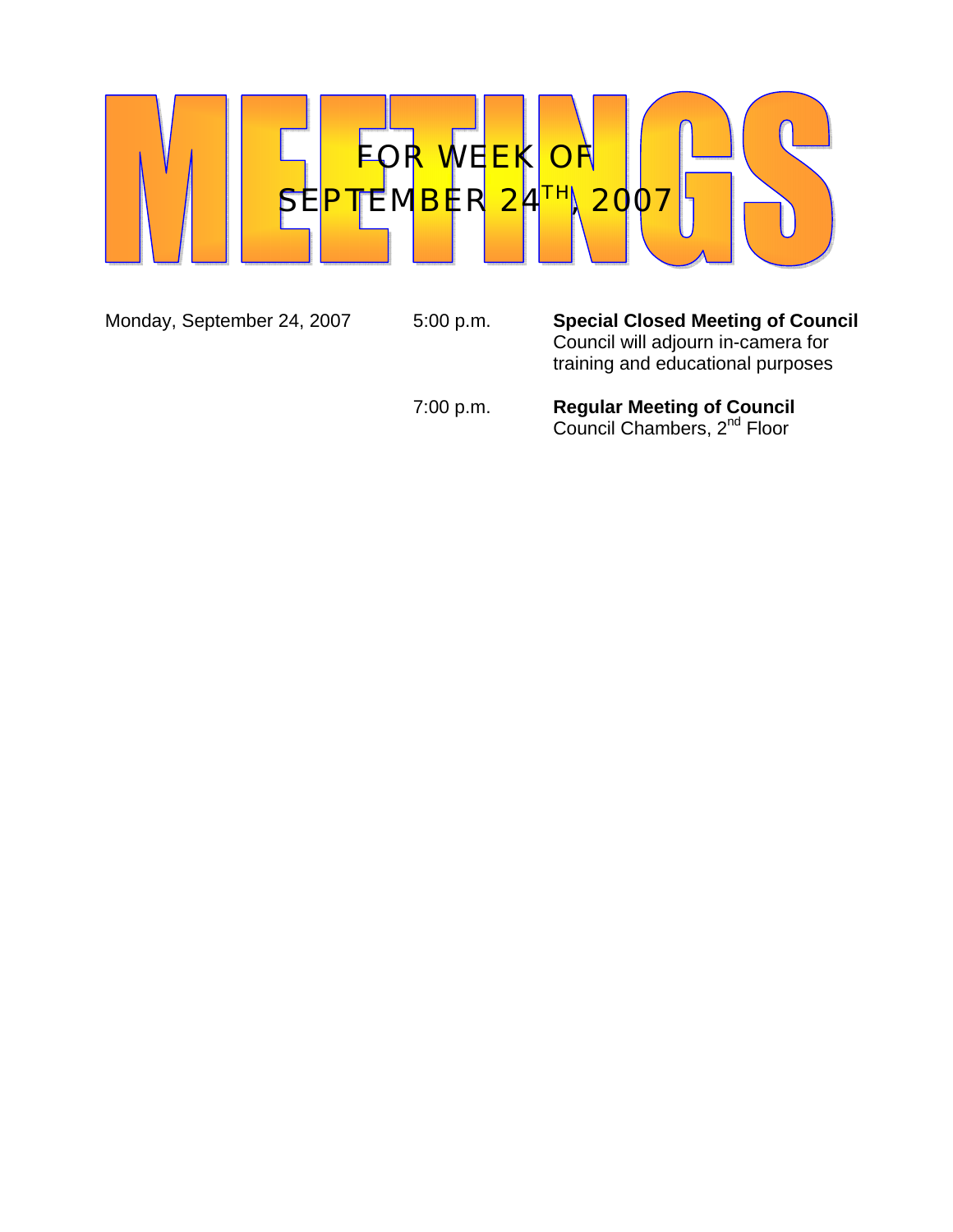# MEETINGS

## FOR WEEK OF SEPTEMBER 24TH, 2007

| | | |
|---|---|---|
| Monday, September 24, 2007 | 5:00 p.m. | **Special Closed Meeting of Council**<br>Council will adjourn in-camera for training and educational purposes |
| | 7:00 p.m. | **Regular Meeting of Council**<br>Council Chambers, 2nd Floor |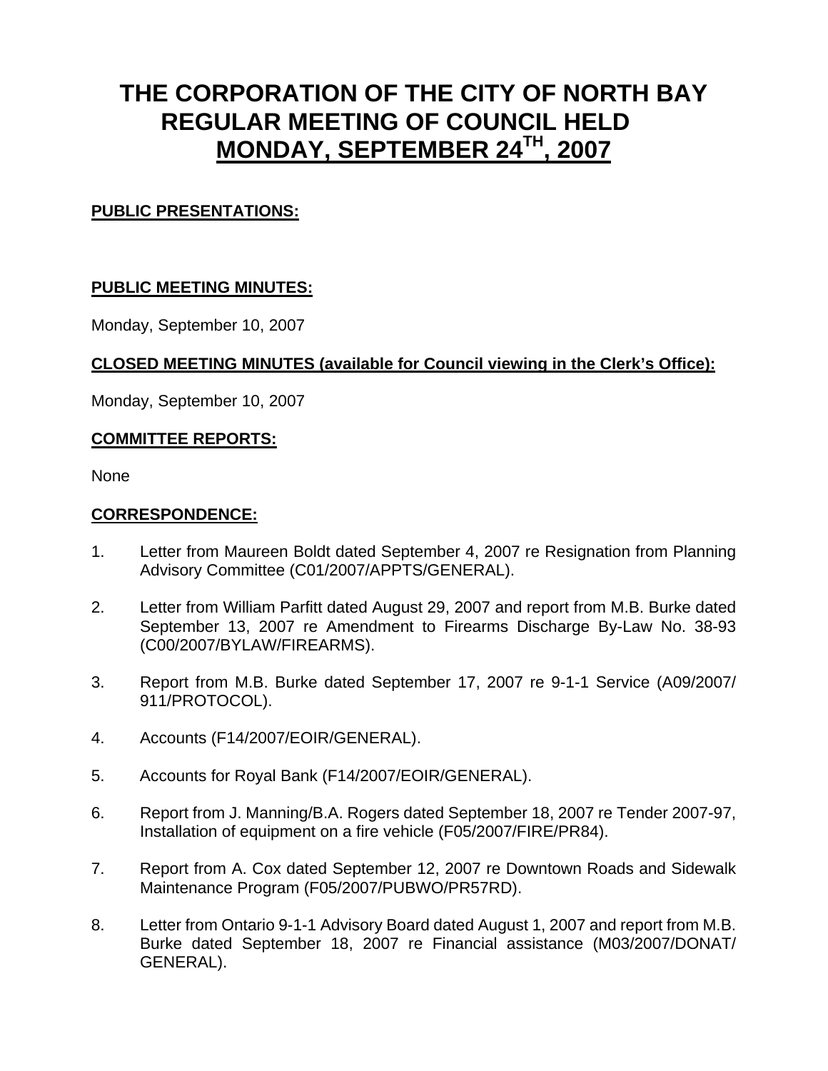# THE CORPORATION OF THE CITY OF NORTH BAY REGULAR MEETING OF COUNCIL HELD MONDAY, SEPTEMBER 24TH, 2007

**PUBLIC PRESENTATIONS:**

**PUBLIC MEETING MINUTES:**

Monday, September 10, 2007

**CLOSED MEETING MINUTES (available for Council viewing in the Clerk's Office):**

Monday, September 10, 2007

**COMMITTEE REPORTS:**

None

**CORRESPONDENCE:**

1. Letter from Maureen Boldt dated September 4, 2007 re Resignation from Planning Advisory Committee (C01/2007/APPTS/GENERAL).

2. Letter from William Parfitt dated August 29, 2007 and report from M.B. Burke dated September 13, 2007 re Amendment to Firearms Discharge By-Law No. 38-93 (C00/2007/BYLAW/FIREARMS).

3. Report from M.B. Burke dated September 17, 2007 re 9-1-1 Service (A09/2007/911/PROTOCOL).

4. Accounts (F14/2007/EOIR/GENERAL).

5. Accounts for Royal Bank (F14/2007/EOIR/GENERAL).

6. Report from J. Manning/B.A. Rogers dated September 18, 2007 re Tender 2007-97, Installation of equipment on a fire vehicle (F05/2007/FIRE/PR84).

7. Report from A. Cox dated September 12, 2007 re Downtown Roads and Sidewalk Maintenance Program (F05/2007/PUBWO/PR57RD).

8. Letter from Ontario 9-1-1 Advisory Board dated August 1, 2007 and report from M.B. Burke dated September 18, 2007 re Financial assistance (M03/2007/DONAT/GENERAL).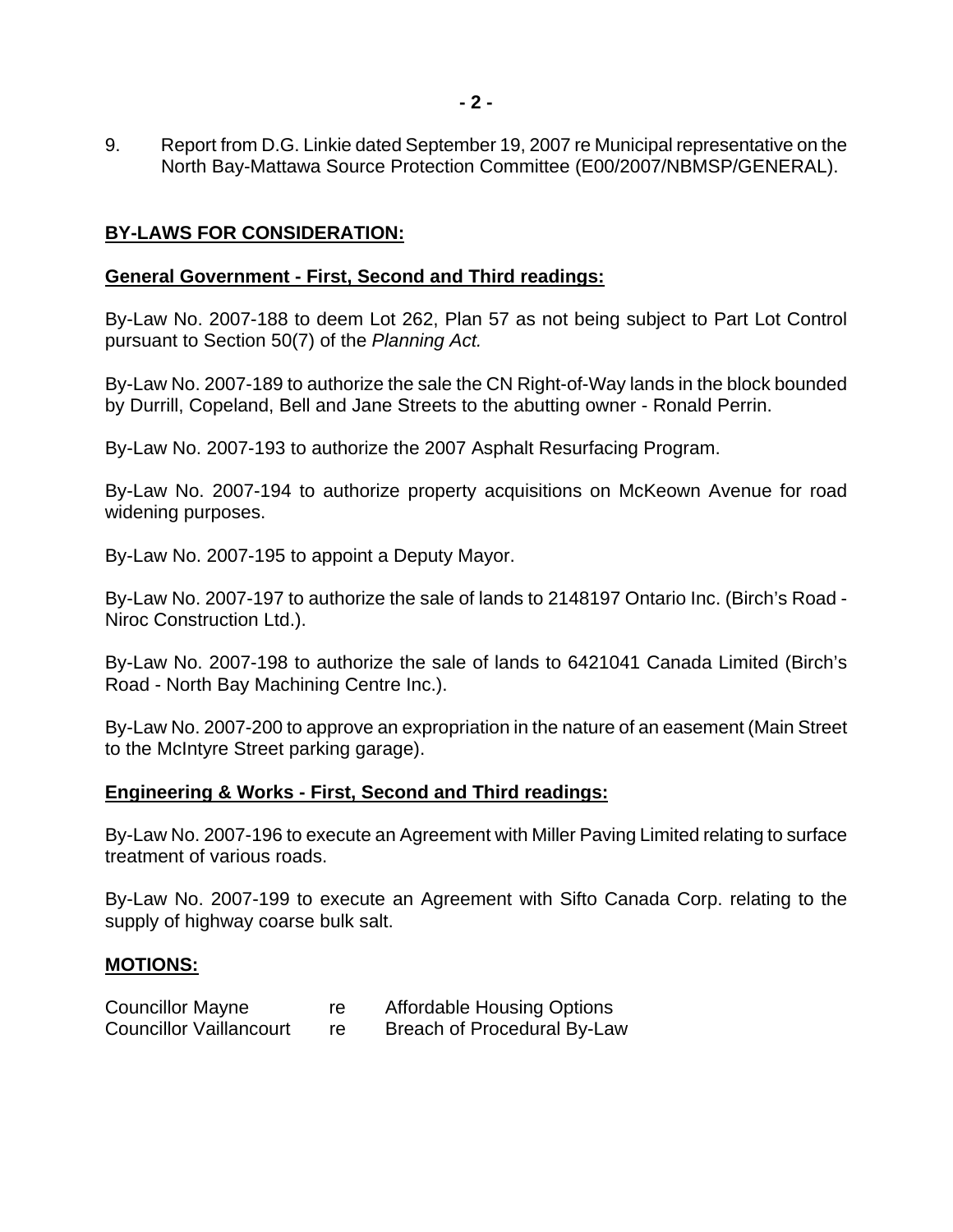9. Report from D.G. Linkie dated September 19, 2007 re Municipal representative on the North Bay-Mattawa Source Protection Committee (E00/2007/NBMSP/GENERAL).

## **BY-LAWS FOR CONSIDERATION:**

### **General Government - First, Second and Third readings:**

By-Law No. 2007-188 to deem Lot 262, Plan 57 as not being subject to Part Lot Control pursuant to Section 50(7) of the *Planning Act.*

By-Law No. 2007-189 to authorize the sale the CN Right-of-Way lands in the block bounded by Durrill, Copeland, Bell and Jane Streets to the abutting owner - Ronald Perrin.

By-Law No. 2007-193 to authorize the 2007 Asphalt Resurfacing Program.

By-Law No. 2007-194 to authorize property acquisitions on McKeown Avenue for road widening purposes.

By-Law No. 2007-195 to appoint a Deputy Mayor.

By-Law No. 2007-197 to authorize the sale of lands to 2148197 Ontario Inc. (Birch's Road - Niroc Construction Ltd.).

By-Law No. 2007-198 to authorize the sale of lands to 6421041 Canada Limited (Birch's Road - North Bay Machining Centre Inc.).

By-Law No. 2007-200 to approve an expropriation in the nature of an easement (Main Street to the McIntyre Street parking garage).

### **Engineering & Works - First, Second and Third readings:**

By-Law No. 2007-196 to execute an Agreement with Miller Paving Limited relating to surface treatment of various roads.

By-Law No. 2007-199 to execute an Agreement with Sifto Canada Corp. relating to the supply of highway coarse bulk salt.

## **MOTIONS:**

Councillor Mayne re Affordable Housing Options
Councillor Vaillancourt re Breach of Procedural By-Law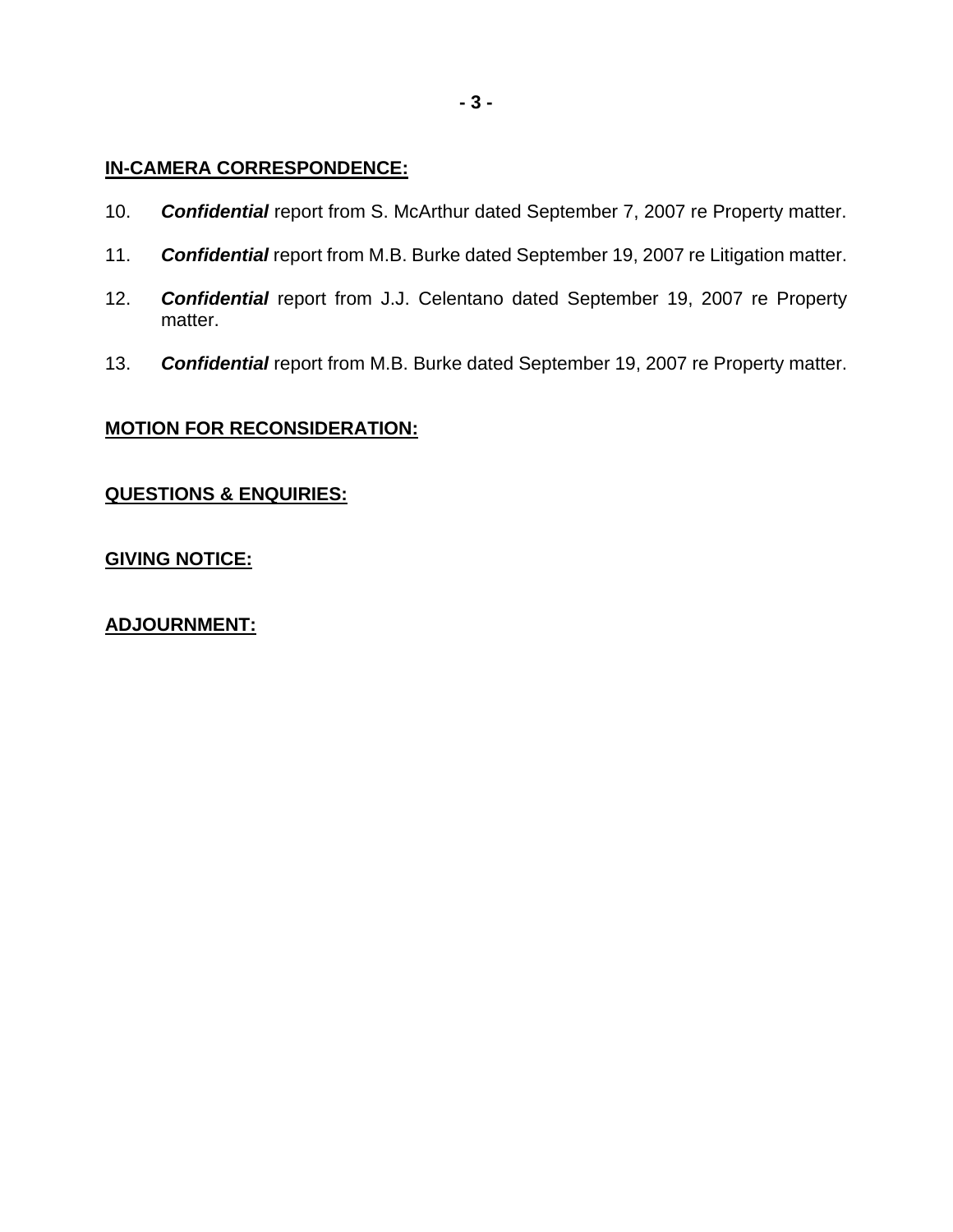**IN-CAMERA CORRESPONDENCE:**

10. ***Confidential*** report from S. McArthur dated September 7, 2007 re Property matter.

11. ***Confidential*** report from M.B. Burke dated September 19, 2007 re Litigation matter.

12. ***Confidential*** report from J.J. Celentano dated September 19, 2007 re Property matter.

13. ***Confidential*** report from M.B. Burke dated September 19, 2007 re Property matter.

**MOTION FOR RECONSIDERATION:**

**QUESTIONS & ENQUIRIES:**

**GIVING NOTICE:**

**ADJOURNMENT:**